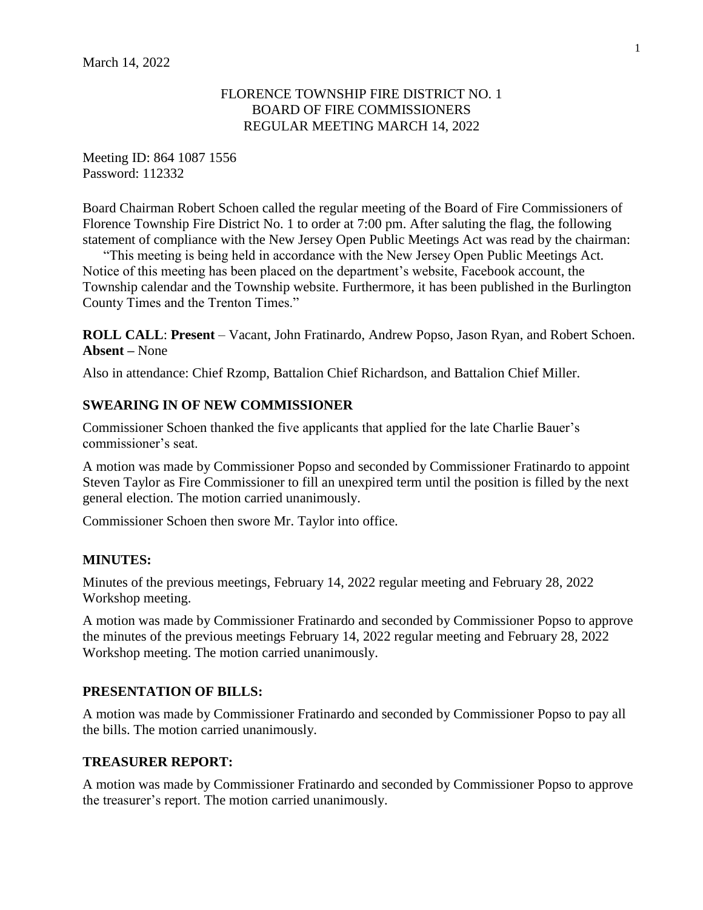March 14, 2022

FLORENCE TOWNSHIP FIRE DISTRICT NO. 1
BOARD OF FIRE COMMISSIONERS
REGULAR MEETING MARCH 14, 2022

Meeting ID: 864 1087 1556
Password: 112332

Board Chairman Robert Schoen called the regular meeting of the Board of Fire Commissioners of Florence Township Fire District No. 1 to order at 7:00 pm. After saluting the flag, the following statement of compliance with the New Jersey Open Public Meetings Act was read by the chairman:

"This meeting is being held in accordance with the New Jersey Open Public Meetings Act. Notice of this meeting has been placed on the department's website, Facebook account, the Township calendar and the Township website. Furthermore, it has been published in the Burlington County Times and the Trenton Times."

**ROLL CALL**: **Present** – Vacant, John Fratinardo, Andrew Popso, Jason Ryan, and Robert Schoen. **Absent –** None

Also in attendance: Chief Rzomp, Battalion Chief Richardson, and Battalion Chief Miller.

## SWEARING IN OF NEW COMMISSIONER

Commissioner Schoen thanked the five applicants that applied for the late Charlie Bauer's commissioner's seat.

A motion was made by Commissioner Popso and seconded by Commissioner Fratinardo to appoint Steven Taylor as Fire Commissioner to fill an unexpired term until the position is filled by the next general election. The motion carried unanimously.

Commissioner Schoen then swore Mr. Taylor into office.

## MINUTES:

Minutes of the previous meetings, February 14, 2022 regular meeting and February 28, 2022 Workshop meeting.

A motion was made by Commissioner Fratinardo and seconded by Commissioner Popso to approve the minutes of the previous meetings February 14, 2022 regular meeting and February 28, 2022 Workshop meeting. The motion carried unanimously.

## PRESENTATION OF BILLS:

A motion was made by Commissioner Fratinardo and seconded by Commissioner Popso to pay all the bills. The motion carried unanimously.

## TREASURER REPORT:

A motion was made by Commissioner Fratinardo and seconded by Commissioner Popso to approve the treasurer's report. The motion carried unanimously.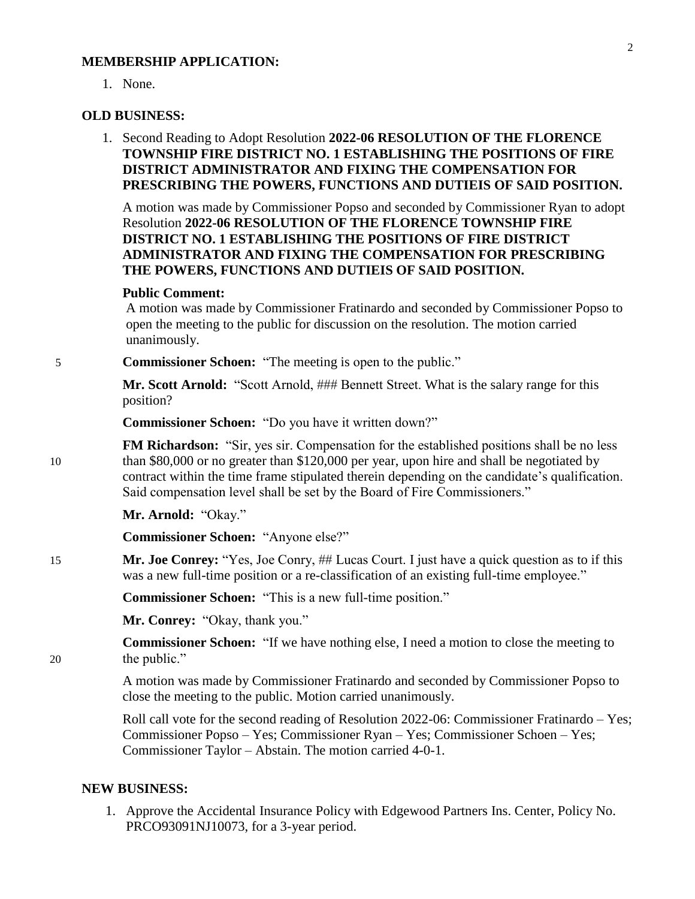**MEMBERSHIP APPLICATION:**

1. None.

**OLD BUSINESS:**

1. Second Reading to Adopt Resolution **2022-06 RESOLUTION OF THE FLORENCE TOWNSHIP FIRE DISTRICT NO. 1 ESTABLISHING THE POSITIONS OF FIRE DISTRICT ADMINISTRATOR AND FIXING THE COMPENSATION FOR PRESCRIBING THE POWERS, FUNCTIONS AND DUTIEIS OF SAID POSITION.**

   A motion was made by Commissioner Popso and seconded by Commissioner Ryan to adopt Resolution **2022-06 RESOLUTION OF THE FLORENCE TOWNSHIP FIRE DISTRICT NO. 1 ESTABLISHING THE POSITIONS OF FIRE DISTRICT ADMINISTRATOR AND FIXING THE COMPENSATION FOR PRESCRIBING THE POWERS, FUNCTIONS AND DUTIEIS OF SAID POSITION.**

   **Public Comment:**
   A motion was made by Commissioner Fratinardo and seconded by Commissioner Popso to open the meeting to the public for discussion on the resolution. The motion carried unanimously.

   **Commissioner Schoen:** "The meeting is open to the public."

   **Mr. Scott Arnold:** "Scott Arnold, ### Bennett Street. What is the salary range for this position?

   **Commissioner Schoen:** "Do you have it written down?"

   **FM Richardson:** "Sir, yes sir. Compensation for the established positions shall be no less than $80,000 or no greater than $120,000 per year, upon hire and shall be negotiated by contract within the time frame stipulated therein depending on the candidate's qualification. Said compensation level shall be set by the Board of Fire Commissioners."

   **Mr. Arnold:** "Okay."

   **Commissioner Schoen:** "Anyone else?"

   **Mr. Joe Conrey:** "Yes, Joe Conry, ## Lucas Court. I just have a quick question as to if this was a new full-time position or a re-classification of an existing full-time employee."

   **Commissioner Schoen:** "This is a new full-time position."

   **Mr. Conrey:** "Okay, thank you."

   **Commissioner Schoen:** "If we have nothing else, I need a motion to close the meeting to the public."

   A motion was made by Commissioner Fratinardo and seconded by Commissioner Popso to close the meeting to the public. Motion carried unanimously.

   Roll call vote for the second reading of Resolution 2022-06: Commissioner Fratinardo – Yes; Commissioner Popso – Yes; Commissioner Ryan – Yes; Commissioner Schoen – Yes; Commissioner Taylor – Abstain. The motion carried 4-0-1.

**NEW BUSINESS:**

1. Approve the Accidental Insurance Policy with Edgewood Partners Ins. Center, Policy No. PRCO93091NJ10073, for a 3-year period.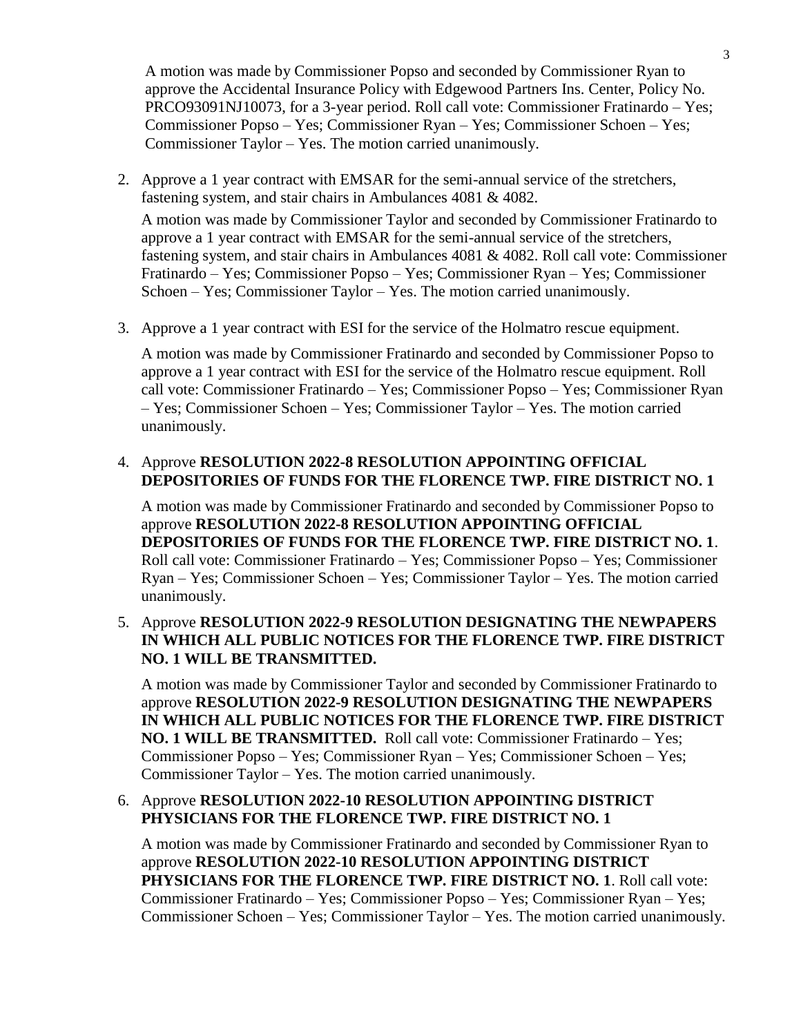A motion was made by Commissioner Popso and seconded by Commissioner Ryan to approve the Accidental Insurance Policy with Edgewood Partners Ins. Center, Policy No. PRCO93091NJ10073, for a 3-year period. Roll call vote: Commissioner Fratinardo – Yes; Commissioner Popso – Yes; Commissioner Ryan – Yes; Commissioner Schoen – Yes; Commissioner Taylor – Yes. The motion carried unanimously.

2. Approve a 1 year contract with EMSAR for the semi-annual service of the stretchers, fastening system, and stair chairs in Ambulances 4081 & 4082.

   A motion was made by Commissioner Taylor and seconded by Commissioner Fratinardo to approve a 1 year contract with EMSAR for the semi-annual service of the stretchers, fastening system, and stair chairs in Ambulances 4081 & 4082. Roll call vote: Commissioner Fratinardo – Yes; Commissioner Popso – Yes; Commissioner Ryan – Yes; Commissioner Schoen – Yes; Commissioner Taylor – Yes. The motion carried unanimously.

3. Approve a 1 year contract with ESI for the service of the Holmatro rescue equipment.

   A motion was made by Commissioner Fratinardo and seconded by Commissioner Popso to approve a 1 year contract with ESI for the service of the Holmatro rescue equipment. Roll call vote: Commissioner Fratinardo – Yes; Commissioner Popso – Yes; Commissioner Ryan – Yes; Commissioner Schoen – Yes; Commissioner Taylor – Yes. The motion carried unanimously.

4. Approve **RESOLUTION 2022-8 RESOLUTION APPOINTING OFFICIAL DEPOSITORIES OF FUNDS FOR THE FLORENCE TWP. FIRE DISTRICT NO. 1**

   A motion was made by Commissioner Fratinardo and seconded by Commissioner Popso to approve **RESOLUTION 2022-8 RESOLUTION APPOINTING OFFICIAL DEPOSITORIES OF FUNDS FOR THE FLORENCE TWP. FIRE DISTRICT NO. 1**. Roll call vote: Commissioner Fratinardo – Yes; Commissioner Popso – Yes; Commissioner Ryan – Yes; Commissioner Schoen – Yes; Commissioner Taylor – Yes. The motion carried unanimously.

5. Approve **RESOLUTION 2022-9 RESOLUTION DESIGNATING THE NEWPAPERS IN WHICH ALL PUBLIC NOTICES FOR THE FLORENCE TWP. FIRE DISTRICT NO. 1 WILL BE TRANSMITTED.**

   A motion was made by Commissioner Taylor and seconded by Commissioner Fratinardo to approve **RESOLUTION 2022-9 RESOLUTION DESIGNATING THE NEWPAPERS IN WHICH ALL PUBLIC NOTICES FOR THE FLORENCE TWP. FIRE DISTRICT NO. 1 WILL BE TRANSMITTED.** Roll call vote: Commissioner Fratinardo – Yes; Commissioner Popso – Yes; Commissioner Ryan – Yes; Commissioner Schoen – Yes; Commissioner Taylor – Yes. The motion carried unanimously.

6. Approve **RESOLUTION 2022-10 RESOLUTION APPOINTING DISTRICT PHYSICIANS FOR THE FLORENCE TWP. FIRE DISTRICT NO. 1**

   A motion was made by Commissioner Fratinardo and seconded by Commissioner Ryan to approve **RESOLUTION 2022-10 RESOLUTION APPOINTING DISTRICT PHYSICIANS FOR THE FLORENCE TWP. FIRE DISTRICT NO. 1**. Roll call vote: Commissioner Fratinardo – Yes; Commissioner Popso – Yes; Commissioner Ryan – Yes; Commissioner Schoen – Yes; Commissioner Taylor – Yes. The motion carried unanimously.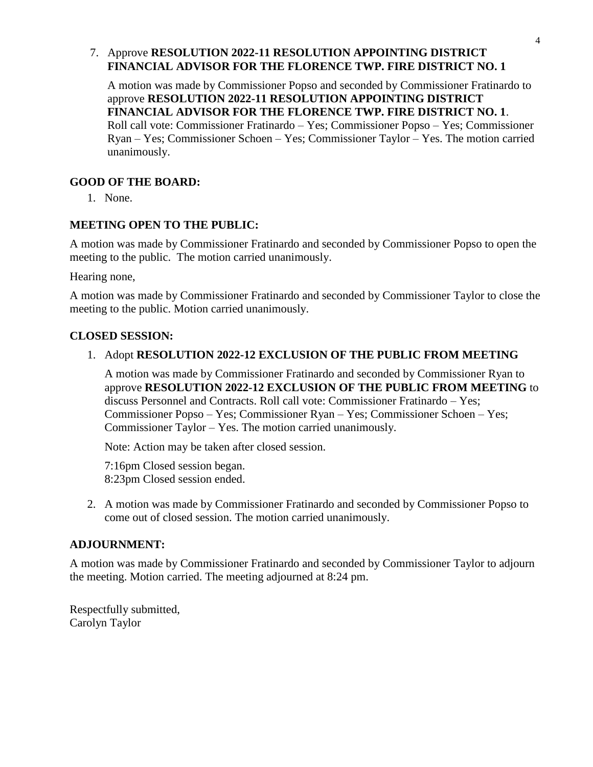7. Approve **RESOLUTION 2022-11 RESOLUTION APPOINTING DISTRICT FINANCIAL ADVISOR FOR THE FLORENCE TWP. FIRE DISTRICT NO. 1**

   A motion was made by Commissioner Popso and seconded by Commissioner Fratinardo to approve **RESOLUTION 2022-11 RESOLUTION APPOINTING DISTRICT FINANCIAL ADVISOR FOR THE FLORENCE TWP. FIRE DISTRICT NO. 1**. Roll call vote: Commissioner Fratinardo – Yes; Commissioner Popso – Yes; Commissioner Ryan – Yes; Commissioner Schoen – Yes; Commissioner Taylor – Yes. The motion carried unanimously.

## GOOD OF THE BOARD:

1. None.

## MEETING OPEN TO THE PUBLIC:

A motion was made by Commissioner Fratinardo and seconded by Commissioner Popso to open the meeting to the public. The motion carried unanimously.

Hearing none,

A motion was made by Commissioner Fratinardo and seconded by Commissioner Taylor to close the meeting to the public. Motion carried unanimously.

## CLOSED SESSION:

1. Adopt **RESOLUTION 2022-12 EXCLUSION OF THE PUBLIC FROM MEETING**

   A motion was made by Commissioner Fratinardo and seconded by Commissioner Ryan to approve **RESOLUTION 2022-12 EXCLUSION OF THE PUBLIC FROM MEETING** to discuss Personnel and Contracts. Roll call vote: Commissioner Fratinardo – Yes; Commissioner Popso – Yes; Commissioner Ryan – Yes; Commissioner Schoen – Yes; Commissioner Taylor – Yes. The motion carried unanimously.

   Note: Action may be taken after closed session.

   7:16pm Closed session began.
   8:23pm Closed session ended.

2. A motion was made by Commissioner Fratinardo and seconded by Commissioner Popso to come out of closed session. The motion carried unanimously.

## ADJOURNMENT:

A motion was made by Commissioner Fratinardo and seconded by Commissioner Taylor to adjourn the meeting. Motion carried. The meeting adjourned at 8:24 pm.

Respectfully submitted,
Carolyn Taylor